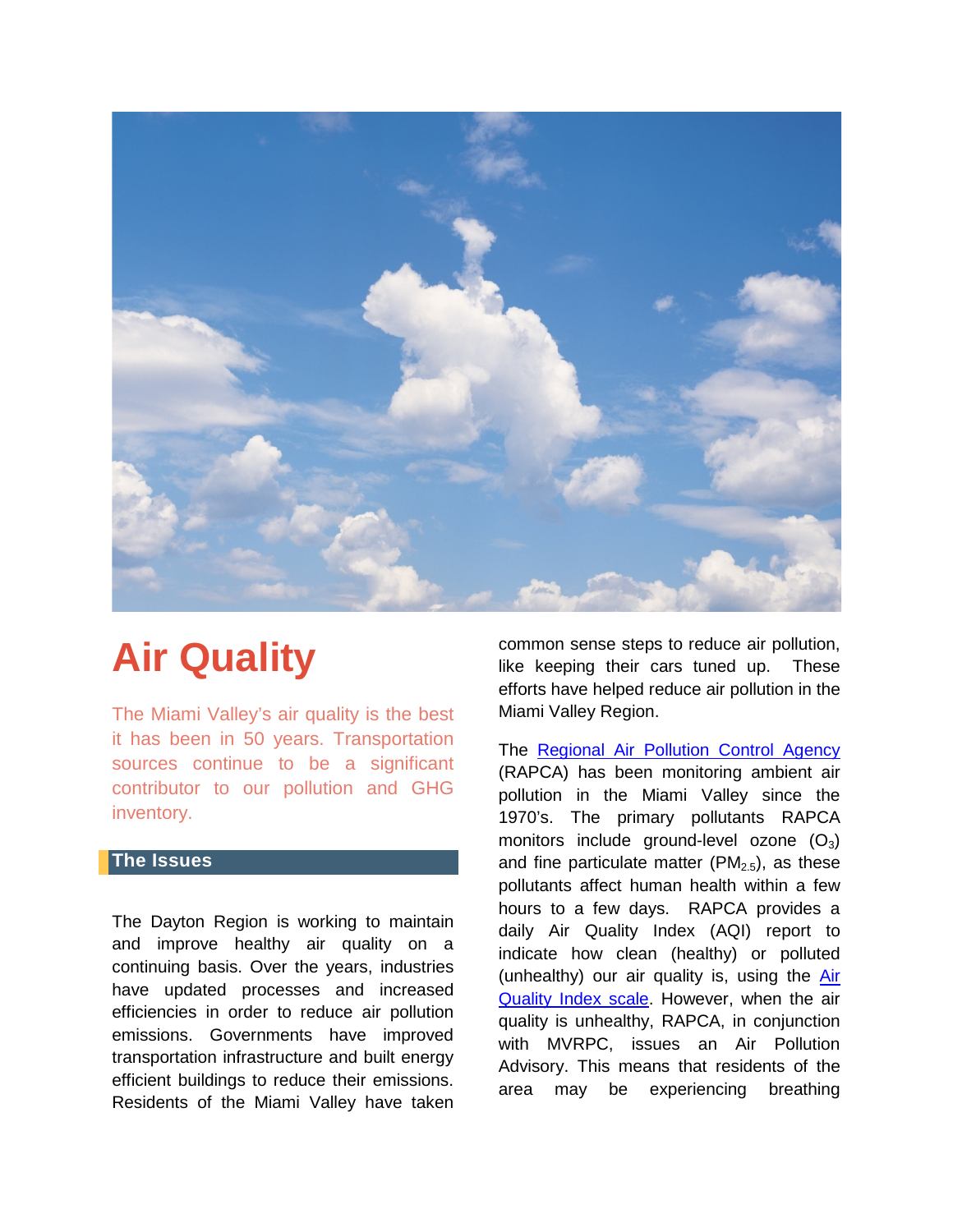# Air Quality

The Miami Valley's air quality is the best it has been in 50 years. Transportation sources continue to be a significant contributor to our pollution and GHG inventory.

## The Issues

The Dayton Region is working to maintain and improve healthy air quality on a continuing basis. Over the years, industries have updated processes and increased efficiencies in order to reduce air pollution emissions. Governments have improved transportation infrastructure and built energy efficient buildings to reduce their emissions. Residents of the Miami Valley have taken common sense steps to reduce air pollution, like keeping their cars tuned up. These efforts have helped reduce air pollution in the Miami Valley Region.

The [Regional Air Pollution Control Agency](#) (RAPCA) has been monitoring ambient air pollution in the Miami Valley since the 1970's. The primary pollutants RAPCA monitors include ground-level ozone ($O_3$) and fine particulate matter ($PM_{2.5}$), as these pollutants affect human health within a few hours to a few days. RAPCA provides a daily Air Quality Index (AQI) report to indicate how clean (healthy) or polluted (unhealthy) our air quality is, using the [Air Quality Index scale](#). However, when the air quality is unhealthy, RAPCA, in conjunction with MVRPC, issues an Air Pollution Advisory. This means that residents of the area may be experiencing breathing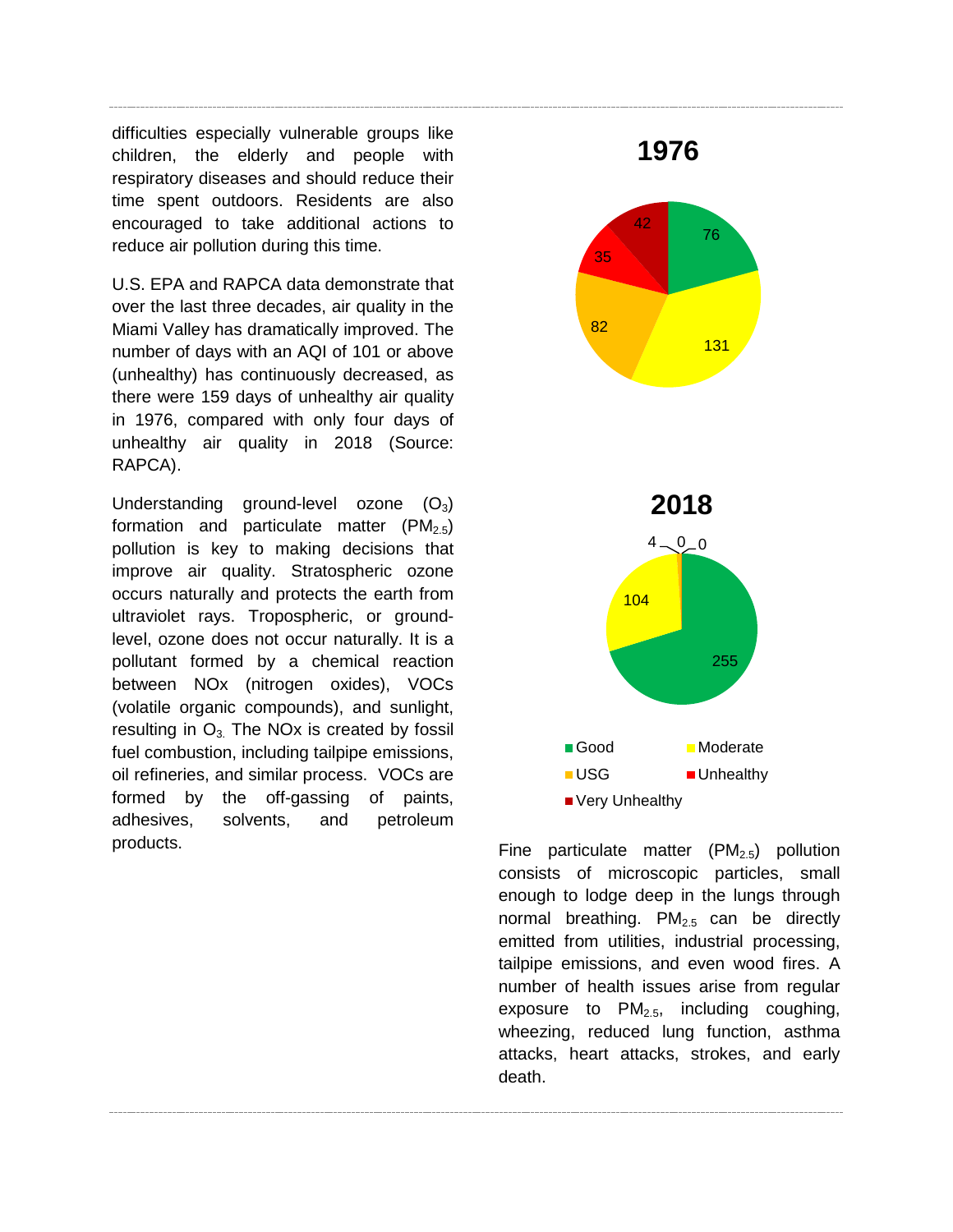difficulties especially vulnerable groups like children, the elderly and people with respiratory diseases and should reduce their time spent outdoors. Residents are also encouraged to take additional actions to reduce air pollution during this time.

U.S. EPA and RAPCA data demonstrate that over the last three decades, air quality in the Miami Valley has dramatically improved. The number of days with an AQI of 101 or above (unhealthy) has continuously decreased, as there were 159 days of unhealthy air quality in 1976, compared with only four days of unhealthy air quality in 2018 (Source: RAPCA).

Understanding ground-level ozone ($O_3$) formation and particulate matter ($PM_{2.5}$) pollution is key to making decisions that improve air quality. Stratospheric ozone occurs naturally and protects the earth from ultraviolet rays. Tropospheric, or ground-level, ozone does not occur naturally. It is a pollutant formed by a chemical reaction between NOx (nitrogen oxides), VOCs (volatile organic compounds), and sunlight, resulting in $O_3$. The NOx is created by fossil fuel combustion, including tailpipe emissions, oil refineries, and similar process. VOCs are formed by the off-gassing of paints, adhesives, solvents, and petroleum products.

**1976**

| Category | Days |
| --- | --- |
| Good | 76 |
| Moderate | 131 |
| USG | 82 |
| Unhealthy | 35 |
| Very Unhealthy | 42 |

**2018**

| Category | Days |
| --- | --- |
| Good | 255 |
| Moderate | 104 |
| USG | 4 |
| Unhealthy | 0 |
| Very Unhealthy | 0 |

Fine particulate matter ($PM_{2.5}$) pollution consists of microscopic particles, small enough to lodge deep in the lungs through normal breathing. $PM_{2.5}$ can be directly emitted from utilities, industrial processing, tailpipe emissions, and even wood fires. A number of health issues arise from regular exposure to $PM_{2.5}$, including coughing, wheezing, reduced lung function, asthma attacks, heart attacks, strokes, and early death.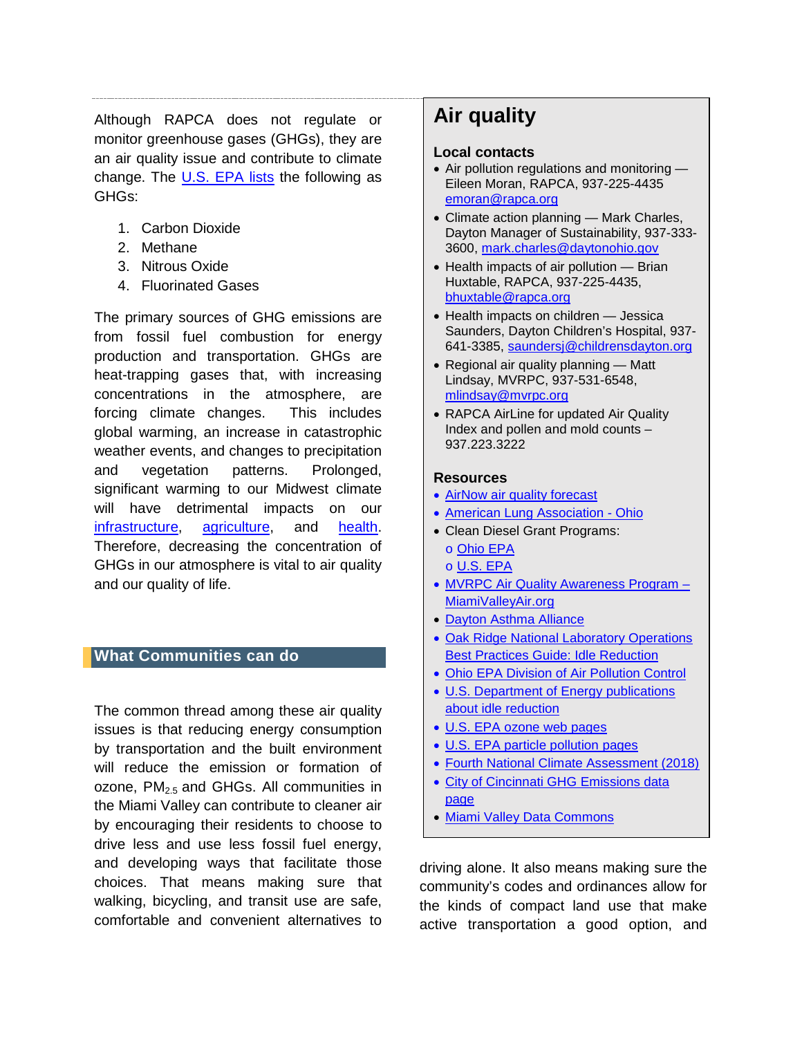Although RAPCA does not regulate or monitor greenhouse gases (GHGs), they are an air quality issue and contribute to climate change. The U.S. EPA lists the following as GHGs:

1. Carbon Dioxide
2. Methane
3. Nitrous Oxide
4. Fluorinated Gases

The primary sources of GHG emissions are from fossil fuel combustion for energy production and transportation. GHGs are heat-trapping gases that, with increasing concentrations in the atmosphere, are forcing climate changes. This includes global warming, an increase in catastrophic weather events, and changes to precipitation and vegetation patterns. Prolonged, significant warming to our Midwest climate will have detrimental impacts on our infrastructure, agriculture, and health. Therefore, decreasing the concentration of GHGs in our atmosphere is vital to air quality and our quality of life.

## What Communities can do

The common thread among these air quality issues is that reducing energy consumption by transportation and the built environment will reduce the emission or formation of ozone, $PM_{2.5}$ and GHGs. All communities in the Miami Valley can contribute to cleaner air by encouraging their residents to choose to drive less and use less fossil fuel energy, and developing ways that facilitate those choices. That means making sure that walking, bicycling, and transit use are safe, comfortable and convenient alternatives to driving alone. It also means making sure the community's codes and ordinances allow for the kinds of compact land use that make active transportation a good option, and

## Air quality

### Local contacts

- Air pollution regulations and monitoring — Eileen Moran, RAPCA, 937-225-4435 emoran@rapca.org
- Climate action planning — Mark Charles, Dayton Manager of Sustainability, 937-333-3600, mark.charles@daytonohio.gov
- Health impacts of air pollution — Brian Huxtable, RAPCA, 937-225-4435, bhuxtable@rapca.org
- Health impacts on children — Jessica Saunders, Dayton Children's Hospital, 937-641-3385, saundersj@childrensdayton.org
- Regional air quality planning — Matt Lindsay, MVRPC, 937-531-6548, mlindsay@mvrpc.org
- RAPCA AirLine for updated Air Quality Index and pollen and mold counts – 937.223.3222

### Resources

- AirNow air quality forecast
- American Lung Association - Ohio
- Clean Diesel Grant Programs:
  - Ohio EPA
  - U.S. EPA
- MVRPC Air Quality Awareness Program – MiamiValleyAir.org
- Dayton Asthma Alliance
- Oak Ridge National Laboratory Operations Best Practices Guide: Idle Reduction
- Ohio EPA Division of Air Pollution Control
- U.S. Department of Energy publications about idle reduction
- U.S. EPA ozone web pages
- U.S. EPA particle pollution pages
- Fourth National Climate Assessment (2018)
- City of Cincinnati GHG Emissions data page
- Miami Valley Data Commons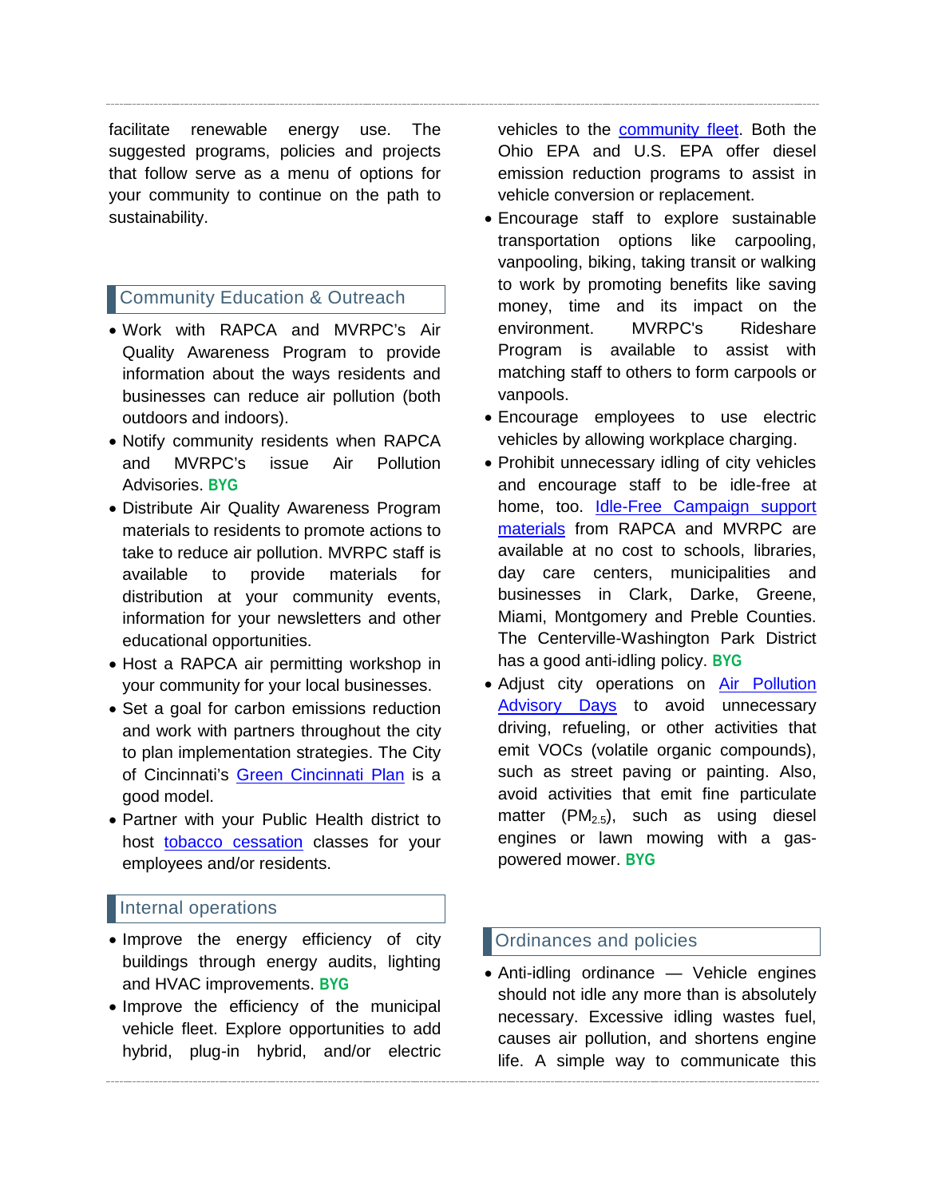facilitate renewable energy use. The suggested programs, policies and projects that follow serve as a menu of options for your community to continue on the path to sustainability.

## Community Education & Outreach

- Work with RAPCA and MVRPC's Air Quality Awareness Program to provide information about the ways residents and businesses can reduce air pollution (both outdoors and indoors).
- Notify community residents when RAPCA and MVRPC's issue Air Pollution Advisories. **BYG**
- Distribute Air Quality Awareness Program materials to residents to promote actions to take to reduce air pollution. MVRPC staff is available to provide materials for distribution at your community events, information for your newsletters and other educational opportunities.
- Host a RAPCA air permitting workshop in your community for your local businesses.
- Set a goal for carbon emissions reduction and work with partners throughout the city to plan implementation strategies. The City of Cincinnati's Green Cincinnati Plan is a good model.
- Partner with your Public Health district to host tobacco cessation classes for your employees and/or residents.

## Internal operations

- Improve the energy efficiency of city buildings through energy audits, lighting and HVAC improvements. **BYG**
- Improve the efficiency of the municipal vehicle fleet. Explore opportunities to add hybrid, plug-in hybrid, and/or electric vehicles to the community fleet. Both the Ohio EPA and U.S. EPA offer diesel emission reduction programs to assist in vehicle conversion or replacement.
- Encourage staff to explore sustainable transportation options like carpooling, vanpooling, biking, taking transit or walking to work by promoting benefits like saving money, time and its impact on the environment. MVRPC's Rideshare Program is available to assist with matching staff to others to form carpools or vanpools.
- Encourage employees to use electric vehicles by allowing workplace charging.
- Prohibit unnecessary idling of city vehicles and encourage staff to be idle-free at home, too. Idle-Free Campaign support materials from RAPCA and MVRPC are available at no cost to schools, libraries, day care centers, municipalities and businesses in Clark, Darke, Greene, Miami, Montgomery and Preble Counties. The Centerville-Washington Park District has a good anti-idling policy. **BYG**
- Adjust city operations on Air Pollution Advisory Days to avoid unnecessary driving, refueling, or other activities that emit VOCs (volatile organic compounds), such as street paving or painting. Also, avoid activities that emit fine particulate matter ($PM_{2.5}$), such as using diesel engines or lawn mowing with a gas-powered mower. **BYG**

## Ordinances and policies

- Anti-idling ordinance — Vehicle engines should not idle any more than is absolutely necessary. Excessive idling wastes fuel, causes air pollution, and shortens engine life. A simple way to communicate this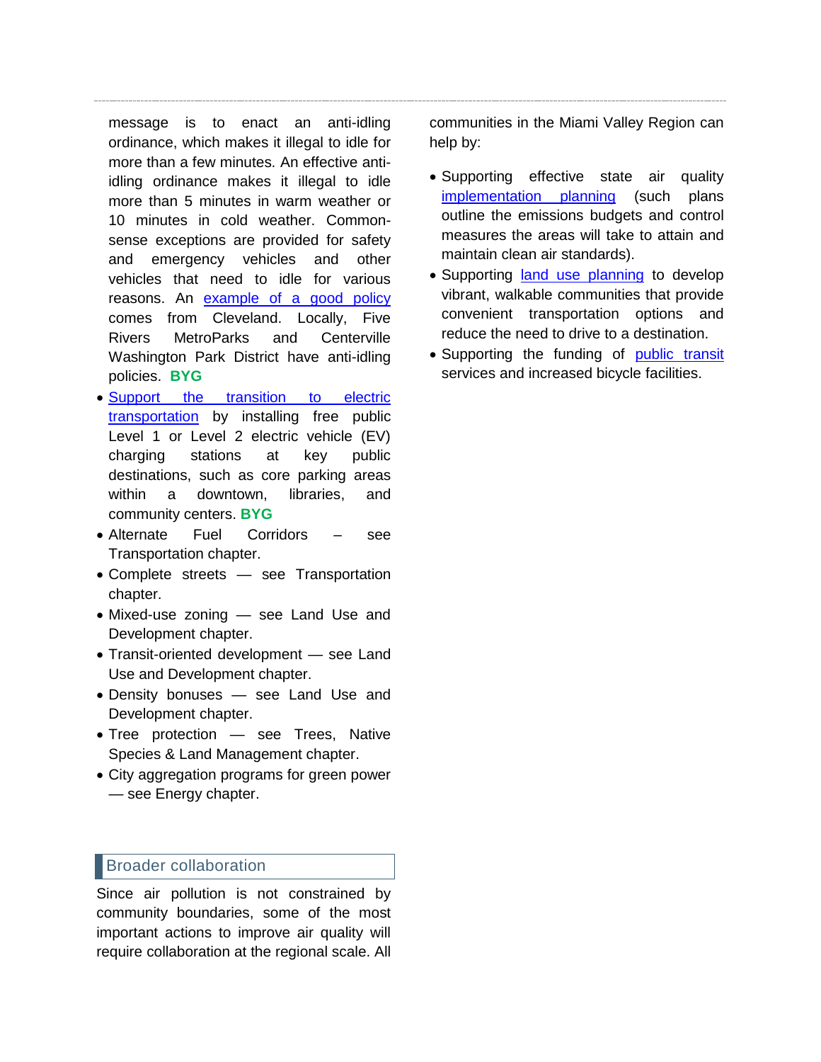message is to enact an anti-idling ordinance, which makes it illegal to idle for more than a few minutes. An effective anti-idling ordinance makes it illegal to idle more than 5 minutes in warm weather or 10 minutes in cold weather. Common-sense exceptions are provided for safety and emergency vehicles and other vehicles that need to idle for various reasons. An example of a good policy comes from Cleveland. Locally, Five Rivers MetroParks and Centerville Washington Park District have anti-idling policies. **BYG**

- Support the transition to electric transportation by installing free public Level 1 or Level 2 electric vehicle (EV) charging stations at key public destinations, such as core parking areas within a downtown, libraries, and community centers. **BYG**
- Alternate Fuel Corridors – see Transportation chapter.
- Complete streets — see Transportation chapter.
- Mixed-use zoning — see Land Use and Development chapter.
- Transit-oriented development — see Land Use and Development chapter.
- Density bonuses — see Land Use and Development chapter.
- Tree protection — see Trees, Native Species & Land Management chapter.
- City aggregation programs for green power — see Energy chapter.

## Broader collaboration

Since air pollution is not constrained by community boundaries, some of the most important actions to improve air quality will require collaboration at the regional scale. All communities in the Miami Valley Region can help by:

- Supporting effective state air quality implementation planning (such plans outline the emissions budgets and control measures the areas will take to attain and maintain clean air standards).
- Supporting land use planning to develop vibrant, walkable communities that provide convenient transportation options and reduce the need to drive to a destination.
- Supporting the funding of public transit services and increased bicycle facilities.